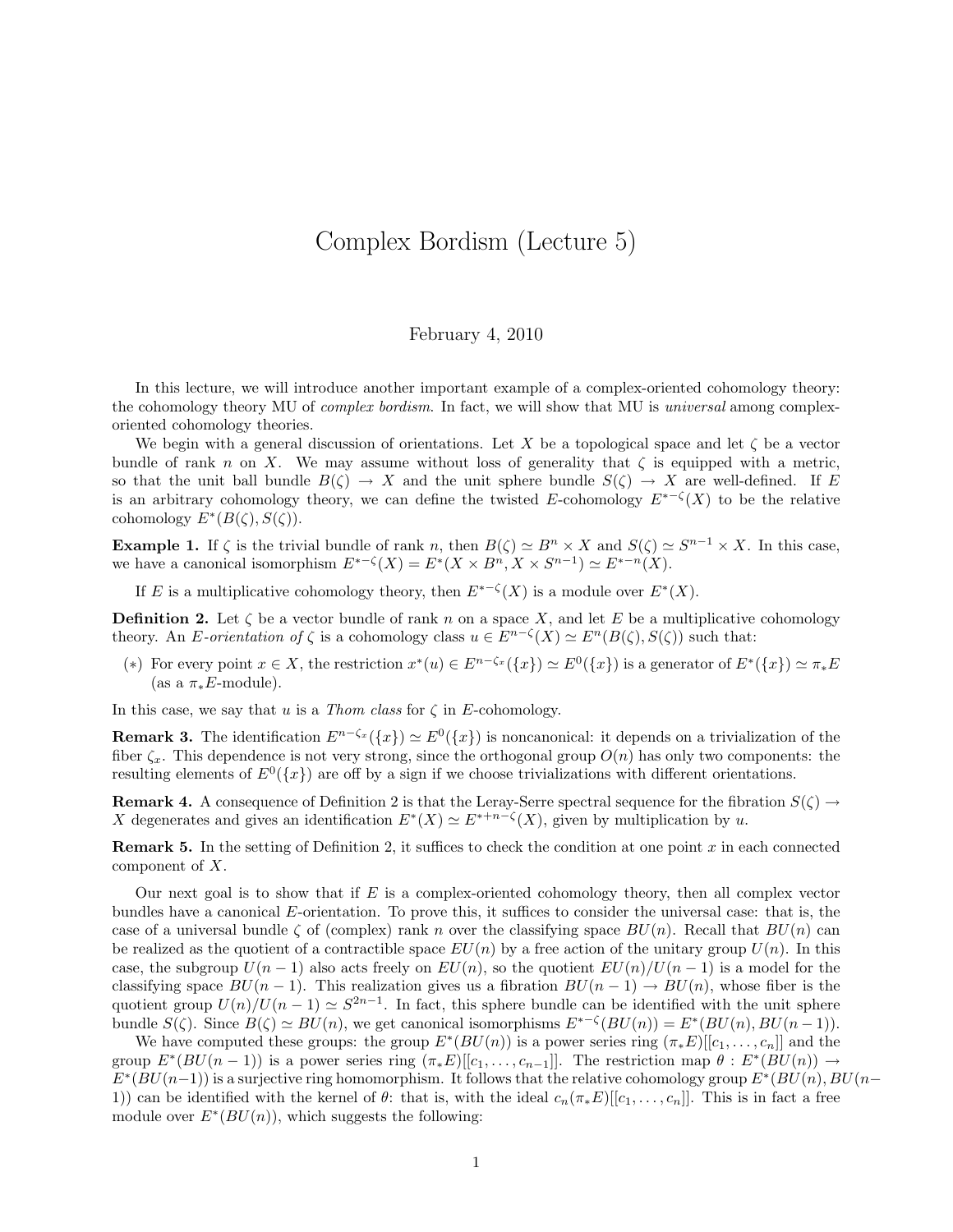# Complex Bordism (Lecture 5)

February 4, 2010

In this lecture, we will introduce another important example of a complex-oriented cohomology theory: the cohomology theory MU of *complex bordism*. In fact, we will show that MU is *universal* among complex-oriented cohomology theories.

We begin with a general discussion of orientations. Let $X$ be a topological space and let $\zeta$ be a vector bundle of rank $n$ on $X$. We may assume without loss of generality that $\zeta$ is equipped with a metric, so that the unit ball bundle $B(\zeta) \to X$ and the unit sphere bundle $S(\zeta) \to X$ are well-defined. If $E$ is an arbitrary cohomology theory, we can define the twisted $E$-cohomology $E^{*-\zeta}(X)$ to be the relative cohomology $E^*(B(\zeta), S(\zeta))$.

**Example 1.** If $\zeta$ is the trivial bundle of rank $n$, then $B(\zeta) \simeq B^n \times X$ and $S(\zeta) \simeq S^{n-1} \times X$. In this case, we have a canonical isomorphism $E^{*-\zeta}(X) = E^*(X \times B^n, X \times S^{n-1}) \simeq E^{*-n}(X)$.

If $E$ is a multiplicative cohomology theory, then $E^{*-\zeta}(X)$ is a module over $E^*(X)$.

**Definition 2.** Let $\zeta$ be a vector bundle of rank $n$ on a space $X$, and let $E$ be a multiplicative cohomology theory. An *$E$-orientation of* $\zeta$ is a cohomology class $u \in E^{n-\zeta}(X) \simeq E^n(B(\zeta), S(\zeta))$ such that:

(∗) For every point $x \in X$, the restriction $x^*(u) \in E^{n-\zeta_x}(\{x\}) \simeq E^0(\{x\})$ is a generator of $E^*(\{x\}) \simeq \pi_* E$ (as a $\pi_* E$-module).

In this case, we say that $u$ is a *Thom class* for $\zeta$ in $E$-cohomology.

**Remark 3.** The identification $E^{n-\zeta_x}(\{x\}) \simeq E^0(\{x\})$ is noncanonical: it depends on a trivialization of the fiber $\zeta_x$. This dependence is not very strong, since the orthogonal group $O(n)$ has only two components: the resulting elements of $E^0(\{x\})$ are off by a sign if we choose trivializations with different orientations.

**Remark 4.** A consequence of Definition 2 is that the Leray-Serre spectral sequence for the fibration $S(\zeta) \to X$ degenerates and gives an identification $E^*(X) \simeq E^{*+n-\zeta}(X)$, given by multiplication by $u$.

**Remark 5.** In the setting of Definition 2, it suffices to check the condition at one point $x$ in each connected component of $X$.

Our next goal is to show that if $E$ is a complex-oriented cohomology theory, then all complex vector bundles have a canonical $E$-orientation. To prove this, it suffices to consider the universal case: that is, the case of a universal bundle $\zeta$ of (complex) rank $n$ over the classifying space $BU(n)$. Recall that $BU(n)$ can be realized as the quotient of a contractible space $EU(n)$ by a free action of the unitary group $U(n)$. In this case, the subgroup $U(n-1)$ also acts freely on $EU(n)$, so the quotient $EU(n)/U(n-1)$ is a model for the classifying space $BU(n-1)$. This realization gives us a fibration $BU(n-1) \to BU(n)$, whose fiber is the quotient group $U(n)/U(n-1) \simeq S^{2n-1}$. In fact, this sphere bundle can be identified with the unit sphere bundle $S(\zeta)$. Since $B(\zeta) \simeq BU(n)$, we get canonical isomorphisms $E^{*-\zeta}(BU(n)) = E^*(BU(n), BU(n-1))$.

We have computed these groups: the group $E^*(BU(n))$ is a power series ring $(\pi_* E)[[c_1, \ldots, c_n]]$ and the group $E^*(BU(n-1))$ is a power series ring $(\pi_* E)[[c_1, \ldots, c_{n-1}]]$. The restriction map $\theta : E^*(BU(n)) \to E^*(BU(n-1))$ is a surjective ring homomorphism. It follows that the relative cohomology group $E^*(BU(n), BU(n-1))$ can be identified with the kernel of $\theta$: that is, with the ideal $c_n(\pi_* E)[[c_1, \ldots, c_n]]$. This is in fact a free module over $E^*(BU(n))$, which suggests the following: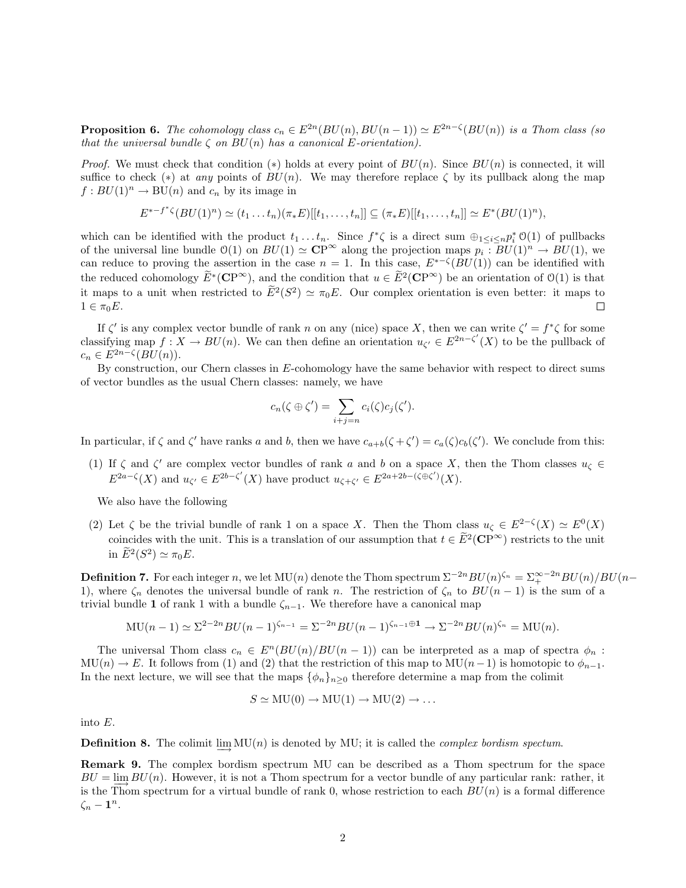**Proposition 6.** *The cohomology class $c_n \in E^{2n}(BU(n), BU(n-1)) \simeq E^{2n-\zeta}(BU(n))$ is a Thom class (so that the universal bundle $\zeta$ on $BU(n)$ has a canonical $E$-orientation).*

*Proof.* We must check that condition $(*)$ holds at every point of $BU(n)$. Since $BU(n)$ is connected, it will suffice to check $(*)$ at *any* points of $BU(n)$. We may therefore replace $\zeta$ by its pullback along the map $f : BU(1)^n \to \mathrm{BU}(n)$ and $c_n$ by its image in

$$E^{*-f^*\zeta}(BU(1)^n) \simeq (t_1 \dots t_n)(\pi_* E)[[t_1, \dots, t_n]] \subseteq (\pi_* E)[[t_1, \dots, t_n]] \simeq E^*(BU(1)^n),$$

which can be identified with the product $t_1 \dots t_n$. Since $f^*\zeta$ is a direct sum $\oplus_{1 \leq i \leq n} p_i^* \mathcal{O}(1)$ of pullbacks of the universal line bundle $\mathcal{O}(1)$ on $BU(1) \simeq \mathbf{CP}^\infty$ along the projection maps $p_i : BU(1)^n \to BU(1)$, we can reduce to proving the assertion in the case $n = 1$. In this case, $E^{*-\zeta}(BU(1))$ can be identified with the reduced cohomology $\widetilde{E}^*(\mathbf{CP}^\infty)$, and the condition that $u \in \widetilde{E}^2(\mathbf{CP}^\infty)$ be an orientation of $\mathcal{O}(1)$ is that it maps to a unit when restricted to $\widetilde{E}^2(S^2) \simeq \pi_0 E$. Our complex orientation is even better: it maps to $1 \in \pi_0 E$. $\square$

If $\zeta'$ is any complex vector bundle of rank $n$ on any (nice) space $X$, then we can write $\zeta' = f^*\zeta$ for some classifying map $f : X \to BU(n)$. We can then define an orientation $u_{\zeta'} \in E^{2n-\zeta'}(X)$ to be the pullback of $c_n \in E^{2n-\zeta}(BU(n))$.

By construction, our Chern classes in $E$-cohomology have the same behavior with respect to direct sums of vector bundles as the usual Chern classes: namely, we have

$$c_n(\zeta \oplus \zeta') = \sum_{i+j=n} c_i(\zeta) c_j(\zeta').$$

In particular, if $\zeta$ and $\zeta'$ have ranks $a$ and $b$, then we have $c_{a+b}(\zeta + \zeta') = c_a(\zeta) c_b(\zeta')$. We conclude from this:

(1) If $\zeta$ and $\zeta'$ are complex vector bundles of rank $a$ and $b$ on a space $X$, then the Thom classes $u_\zeta \in E^{2a-\zeta}(X)$ and $u_{\zeta'} \in E^{2b-\zeta'}(X)$ have product $u_{\zeta+\zeta'} \in E^{2a+2b-(\zeta \oplus \zeta')}(X)$.

We also have the following

(2) Let $\zeta$ be the trivial bundle of rank 1 on a space $X$. Then the Thom class $u_\zeta \in E^{2-\zeta}(X) \simeq E^0(X)$ coincides with the unit. This is a translation of our assumption that $t \in \widetilde{E}^2(\mathbf{CP}^\infty)$ restricts to the unit in $\widetilde{E}^2(S^2) \simeq \pi_0 E$.

**Definition 7.** For each integer $n$, we let $\mathrm{MU}(n)$ denote the Thom spectrum $\Sigma^{-2n} BU(n)^{\zeta_n} = \Sigma_+^{\infty-2n} BU(n)/BU(n-1)$, where $\zeta_n$ denotes the universal bundle of rank $n$. The restriction of $\zeta_n$ to $BU(n-1)$ is the sum of a trivial bundle $\mathbf{1}$ of rank 1 with a bundle $\zeta_{n-1}$. We therefore have a canonical map

$$\mathrm{MU}(n-1) \simeq \Sigma^{2-2n} BU(n-1)^{\zeta_{n-1}} = \Sigma^{-2n} BU(n-1)^{\zeta_{n-1} \oplus \mathbf{1}} \to \Sigma^{-2n} BU(n)^{\zeta_n} = \mathrm{MU}(n).$$

The universal Thom class $c_n \in E^n(BU(n)/BU(n-1))$ can be interpreted as a map of spectra $\phi_n : \mathrm{MU}(n) \to E$. It follows from (1) and (2) that the restriction of this map to $\mathrm{MU}(n-1)$ is homotopic to $\phi_{n-1}$. In the next lecture, we will see that the maps $\{\phi_n\}_{n \geq 0}$ therefore determine a map from the colimit

$$S \simeq \mathrm{MU}(0) \to \mathrm{MU}(1) \to \mathrm{MU}(2) \to \dots$$

into $E$.

**Definition 8.** The colimit $\varinjlim \mathrm{MU}(n)$ is denoted by MU; it is called the *complex bordism spectum*.

**Remark 9.** The complex bordism spectrum MU can be described as a Thom spectrum for the space $BU = \varinjlim BU(n)$. However, it is not a Thom spectrum for a vector bundle of any particular rank: rather, it is the Thom spectrum for a virtual bundle of rank 0, whose restriction to each $BU(n)$ is a formal difference $\zeta_n - \mathbf{1}^n$.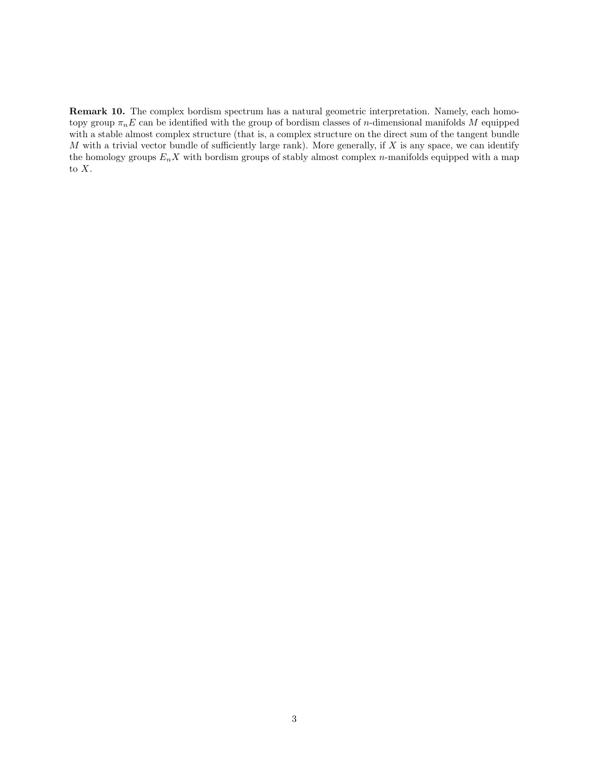**Remark 10.** The complex bordism spectrum has a natural geometric interpretation. Namely, each homotopy group $\pi_n E$ can be identified with the group of bordism classes of $n$-dimensional manifolds $M$ equipped with a stable almost complex structure (that is, a complex structure on the direct sum of the tangent bundle $M$ with a trivial vector bundle of sufficiently large rank). More generally, if $X$ is any space, we can identify the homology groups $E_n X$ with bordism groups of stably almost complex $n$-manifolds equipped with a map to $X$.